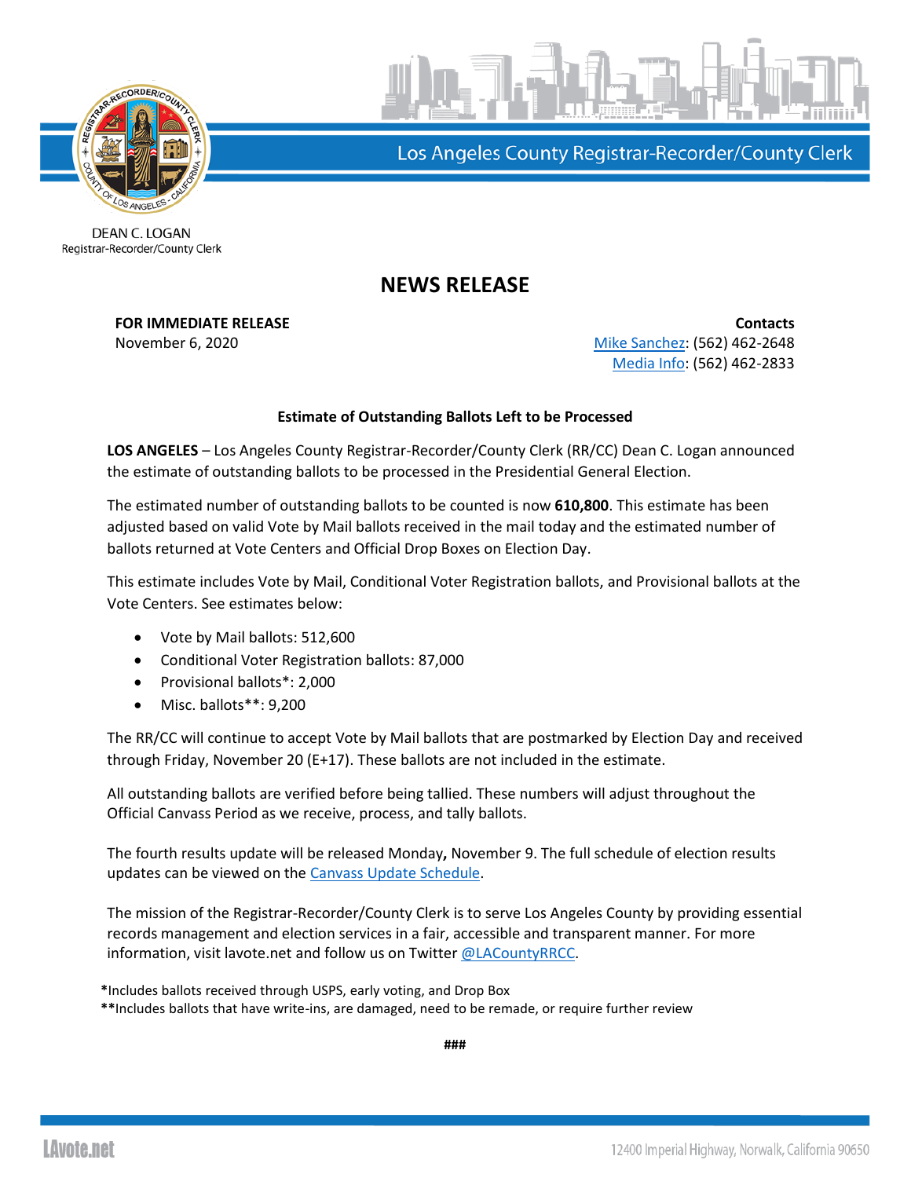Los Angeles County Registrar-Recorder/County Clerk

DEAN C. LOGAN
Registrar-Recorder/County Clerk

# NEWS RELEASE

**FOR IMMEDIATE RELEASE**
November 6, 2020

**Contacts**
Mike Sanchez: (562) 462-2648
Media Info: (562) 462-2833

**Estimate of Outstanding Ballots Left to be Processed**

**LOS ANGELES** – Los Angeles County Registrar-Recorder/County Clerk (RR/CC) Dean C. Logan announced the estimate of outstanding ballots to be processed in the Presidential General Election.

The estimated number of outstanding ballots to be counted is now **610,800**. This estimate has been adjusted based on valid Vote by Mail ballots received in the mail today and the estimated number of ballots returned at Vote Centers and Official Drop Boxes on Election Day.

This estimate includes Vote by Mail, Conditional Voter Registration ballots, and Provisional ballots at the Vote Centers. See estimates below:

- Vote by Mail ballots: 512,600
- Conditional Voter Registration ballots: 87,000
- Provisional ballots*: 2,000
- Misc. ballots**: 9,200

The RR/CC will continue to accept Vote by Mail ballots that are postmarked by Election Day and received through Friday, November 20 (E+17). These ballots are not included in the estimate.

All outstanding ballots are verified before being tallied. These numbers will adjust throughout the Official Canvass Period as we receive, process, and tally ballots.

The fourth results update will be released Monday**,** November 9. The full schedule of election results updates can be viewed on the Canvass Update Schedule.

The mission of the Registrar-Recorder/County Clerk is to serve Los Angeles County by providing essential records management and election services in a fair, accessible and transparent manner. For more information, visit lavote.net and follow us on Twitter @LACountyRRCC.

**\***Includes ballots received through USPS, early voting, and Drop Box
**\*\***Includes ballots that have write-ins, are damaged, need to be remade, or require further review

###